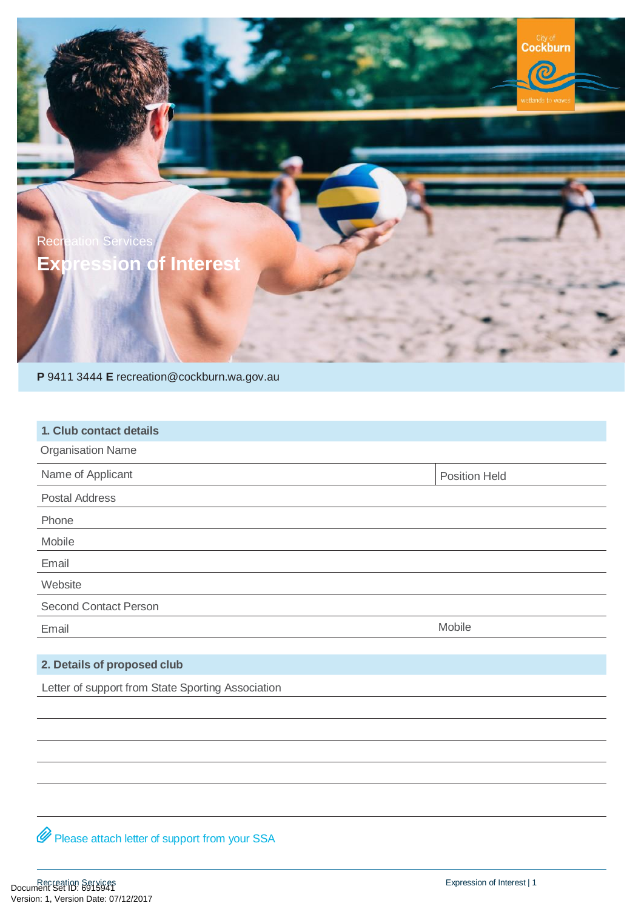Recreation Services

# Expression of Interest

**P** 9411 3444 **E** recreation@cockburn.wa.gov.au

## 1. Club contact details

Organisation Name

| Name of Applicant | Position Held |
|---|---|

Postal Address

Phone

Mobile

Email

Website

Second Contact Person

| Email | Mobile |
|---|---|

## 2. Details of proposed club

Letter of support from State Sporting Association

Please attach letter of support from your SSA

Document Set ID: 6915941
Version: 1, Version Date: 07/12/2017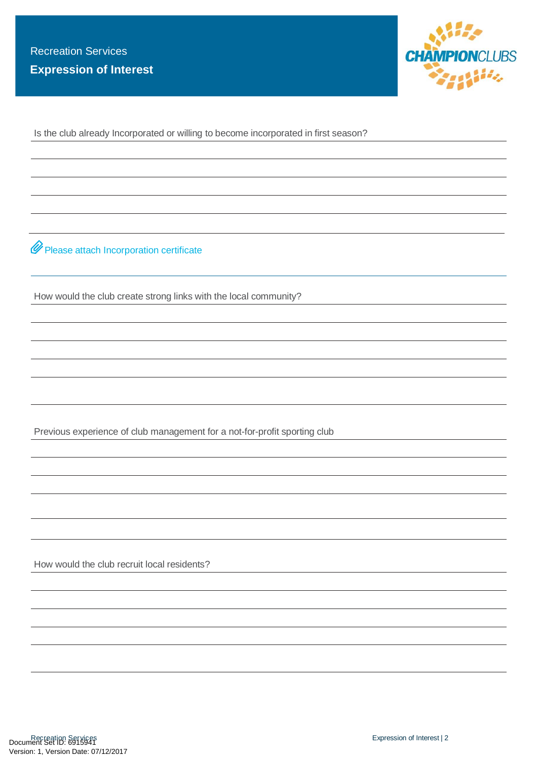Recreation Services

**Expression of Interest**

Is the club already Incorporated or willing to become incorporated in first season?

Please attach Incorporation certificate

How would the club create strong links with the local community?

Previous experience of club management for a not-for-profit sporting club

How would the club recruit local residents?

Document Set ID: 6915941
Version: 1, Version Date: 07/12/2017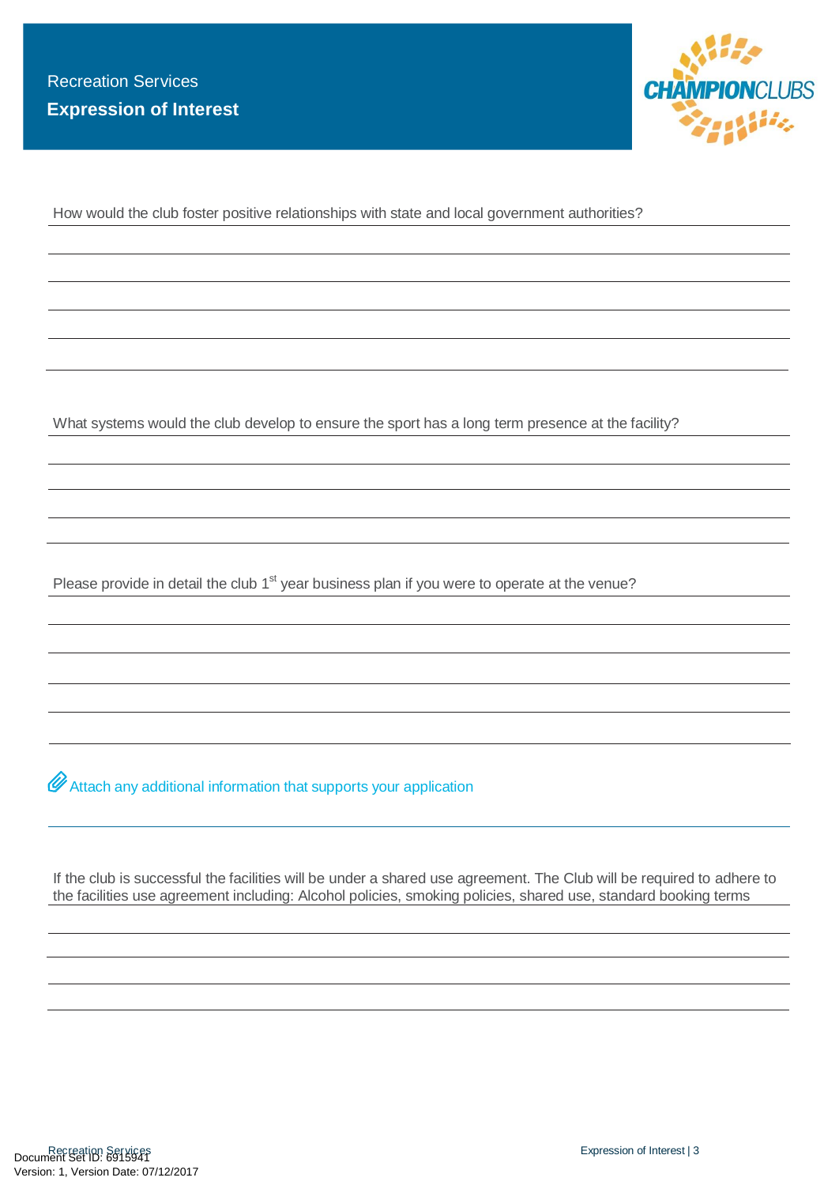How would the club foster positive relationships with state and local government authorities?

What systems would the club develop to ensure the sport has a long term presence at the facility?

Please provide in detail the club 1st year business plan if you were to operate at the venue?

Attach any additional information that supports your application

If the club is successful the facilities will be under a shared use agreement. The Club will be required to adhere to the facilities use agreement including: Alcohol policies, smoking policies, shared use, standard booking terms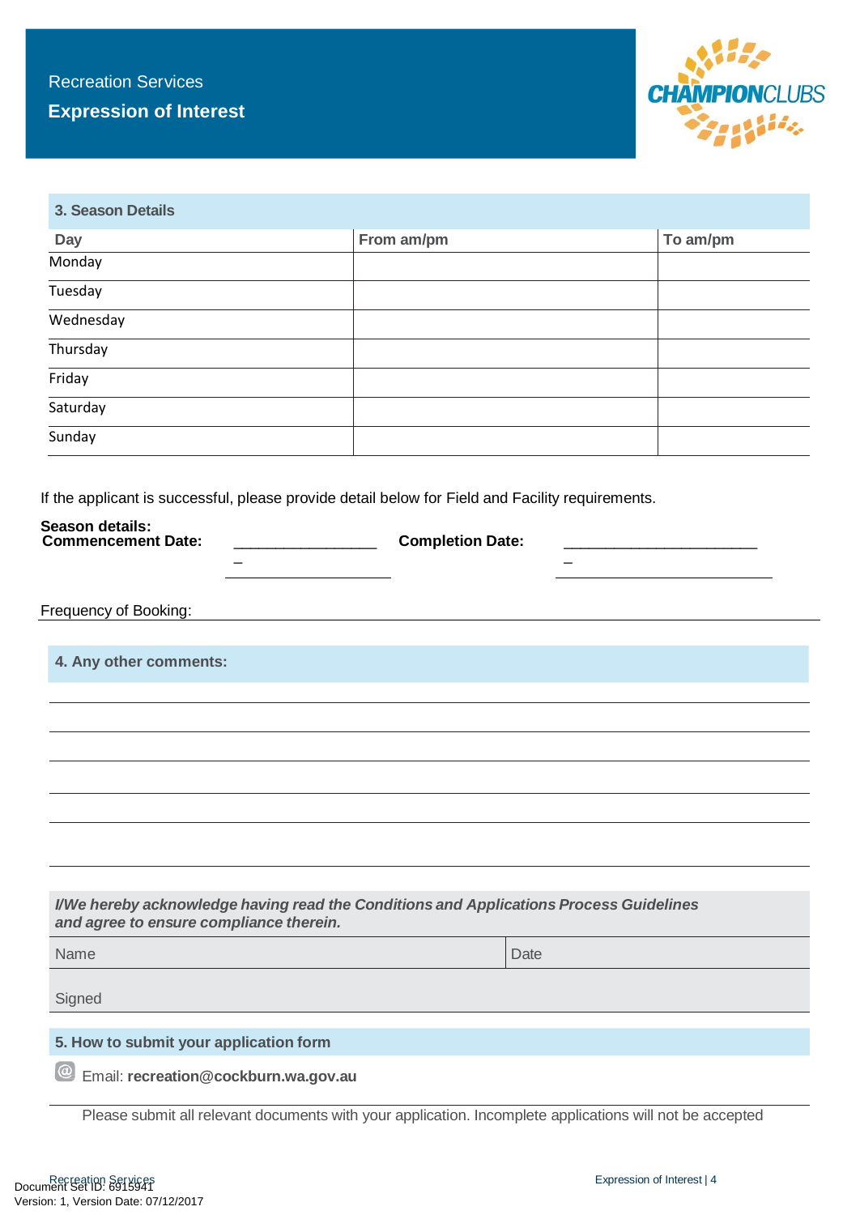Recreation Services

**Expression of Interest**

## 3. Season Details

| Day | From am/pm | To am/pm |
|---|---|---|
| Monday | | |
| Tuesday | | |
| Wednesday | | |
| Thursday | | |
| Friday | | |
| Saturday | | |
| Sunday | | |

If the applicant is successful, please provide detail below for Field and Facility requirements.

**Season details:**
**Commencement Date:** __________________ **Completion Date:** ________________________

Frequency of Booking:

## 4. Any other comments:

*I/We hereby acknowledge having read the Conditions and Applications Process Guidelines and agree to ensure compliance therein.*

| Name | Date |
|---|---|
| Signed | |

## 5. How to submit your application form

Email: **recreation@cockburn.wa.gov.au**

Please submit all relevant documents with your application. Incomplete applications will not be accepted

Document Set ID: 6915941
Version: 1, Version Date: 07/12/2017